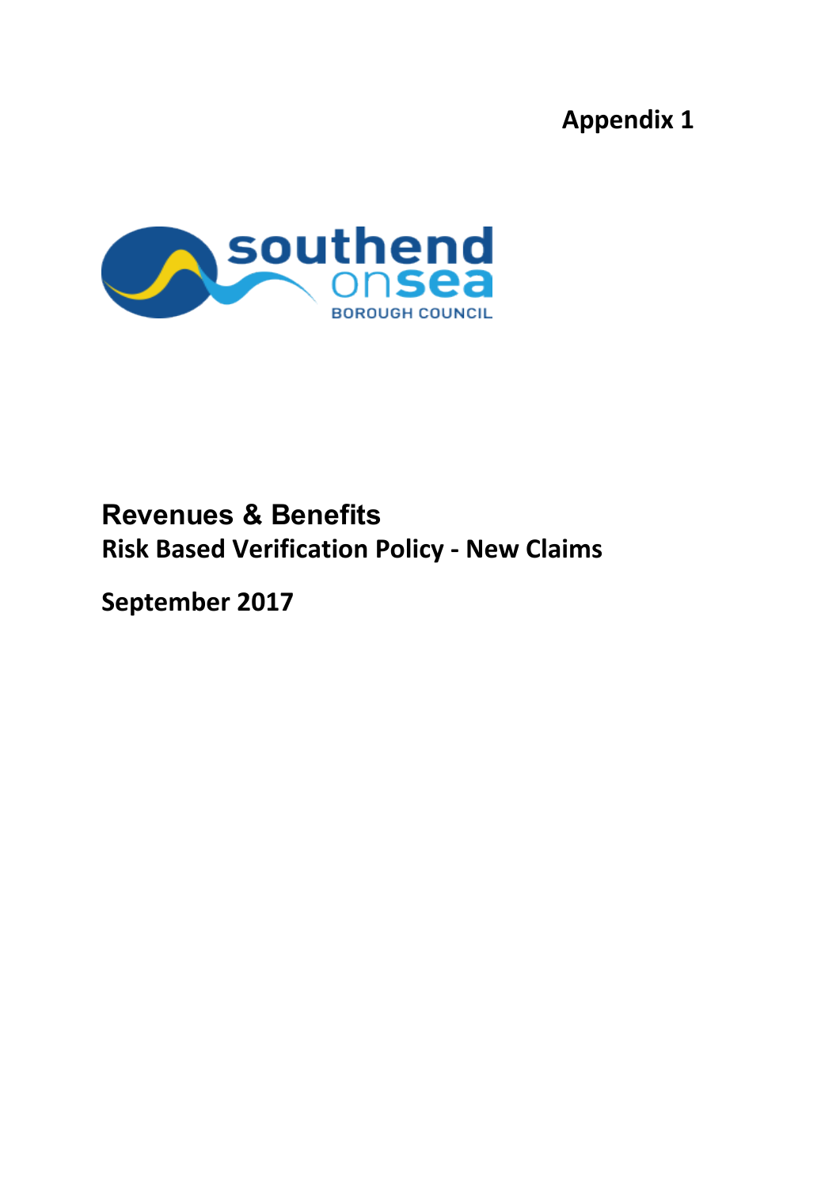**Appendix 1**

southend on sea BOROUGH COUNCIL

# Revenues & Benefits

## Risk Based Verification Policy - New Claims

**September 2017**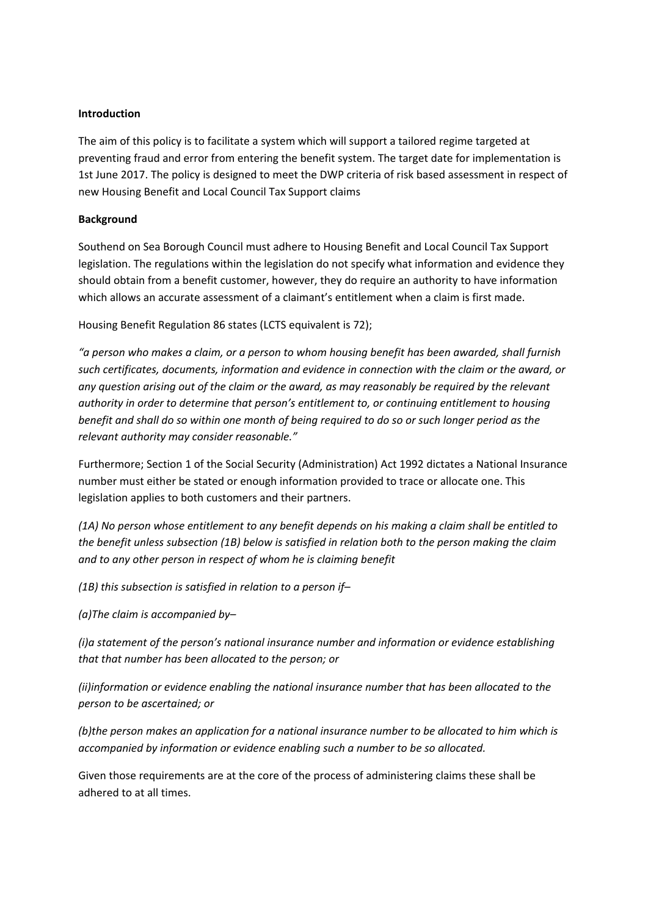**Introduction**

The aim of this policy is to facilitate a system which will support a tailored regime targeted at preventing fraud and error from entering the benefit system. The target date for implementation is 1st June 2017. The policy is designed to meet the DWP criteria of risk based assessment in respect of new Housing Benefit and Local Council Tax Support claims

**Background**

Southend on Sea Borough Council must adhere to Housing Benefit and Local Council Tax Support legislation. The regulations within the legislation do not specify what information and evidence they should obtain from a benefit customer, however, they do require an authority to have information which allows an accurate assessment of a claimant's entitlement when a claim is first made.

Housing Benefit Regulation 86 states (LCTS equivalent is 72);

*"a person who makes a claim, or a person to whom housing benefit has been awarded, shall furnish such certificates, documents, information and evidence in connection with the claim or the award, or any question arising out of the claim or the award, as may reasonably be required by the relevant authority in order to determine that person's entitlement to, or continuing entitlement to housing benefit and shall do so within one month of being required to do so or such longer period as the relevant authority may consider reasonable."*

Furthermore; Section 1 of the Social Security (Administration) Act 1992 dictates a National Insurance number must either be stated or enough information provided to trace or allocate one. This legislation applies to both customers and their partners.

*(1A) No person whose entitlement to any benefit depends on his making a claim shall be entitled to the benefit unless subsection (1B) below is satisfied in relation both to the person making the claim and to any other person in respect of whom he is claiming benefit*

*(1B) this subsection is satisfied in relation to a person if–*

*(a)The claim is accompanied by–*

*(i)a statement of the person's national insurance number and information or evidence establishing that that number has been allocated to the person; or*

*(ii)information or evidence enabling the national insurance number that has been allocated to the person to be ascertained; or*

*(b)the person makes an application for a national insurance number to be allocated to him which is accompanied by information or evidence enabling such a number to be so allocated.*

Given those requirements are at the core of the process of administering claims these shall be adhered to at all times.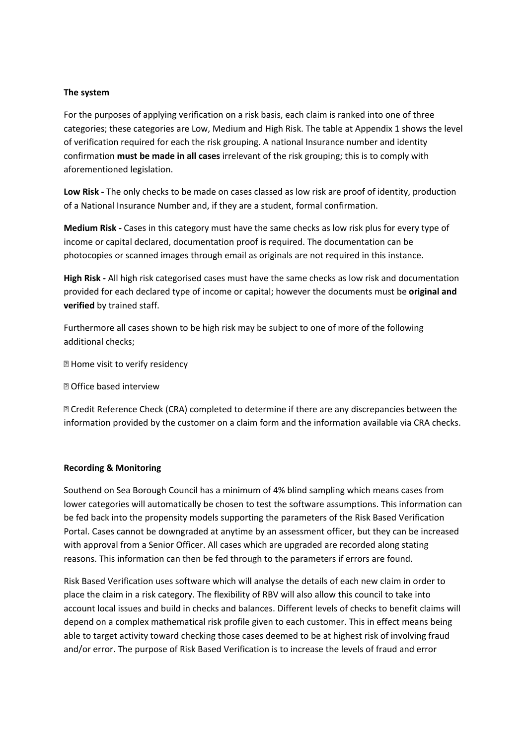**The system**

For the purposes of applying verification on a risk basis, each claim is ranked into one of three categories; these categories are Low, Medium and High Risk. The table at Appendix 1 shows the level of verification required for each the risk grouping. A national Insurance number and identity confirmation **must be made in all cases** irrelevant of the risk grouping; this is to comply with aforementioned legislation.

**Low Risk -** The only checks to be made on cases classed as low risk are proof of identity, production of a National Insurance Number and, if they are a student, formal confirmation.

**Medium Risk -** Cases in this category must have the same checks as low risk plus for every type of income or capital declared, documentation proof is required. The documentation can be photocopies or scanned images through email as originals are not required in this instance.

**High Risk -** All high risk categorised cases must have the same checks as low risk and documentation provided for each declared type of income or capital; however the documents must be **original and verified** by trained staff.

Furthermore all cases shown to be high risk may be subject to one of more of the following additional checks;

- Home visit to verify residency
- Office based interview
- Credit Reference Check (CRA) completed to determine if there are any discrepancies between the information provided by the customer on a claim form and the information available via CRA checks.

**Recording & Monitoring**

Southend on Sea Borough Council has a minimum of 4% blind sampling which means cases from lower categories will automatically be chosen to test the software assumptions. This information can be fed back into the propensity models supporting the parameters of the Risk Based Verification Portal. Cases cannot be downgraded at anytime by an assessment officer, but they can be increased with approval from a Senior Officer. All cases which are upgraded are recorded along stating reasons. This information can then be fed through to the parameters if errors are found.

Risk Based Verification uses software which will analyse the details of each new claim in order to place the claim in a risk category. The flexibility of RBV will also allow this council to take into account local issues and build in checks and balances. Different levels of checks to benefit claims will depend on a complex mathematical risk profile given to each customer. This in effect means being able to target activity toward checking those cases deemed to be at highest risk of involving fraud and/or error. The purpose of Risk Based Verification is to increase the levels of fraud and error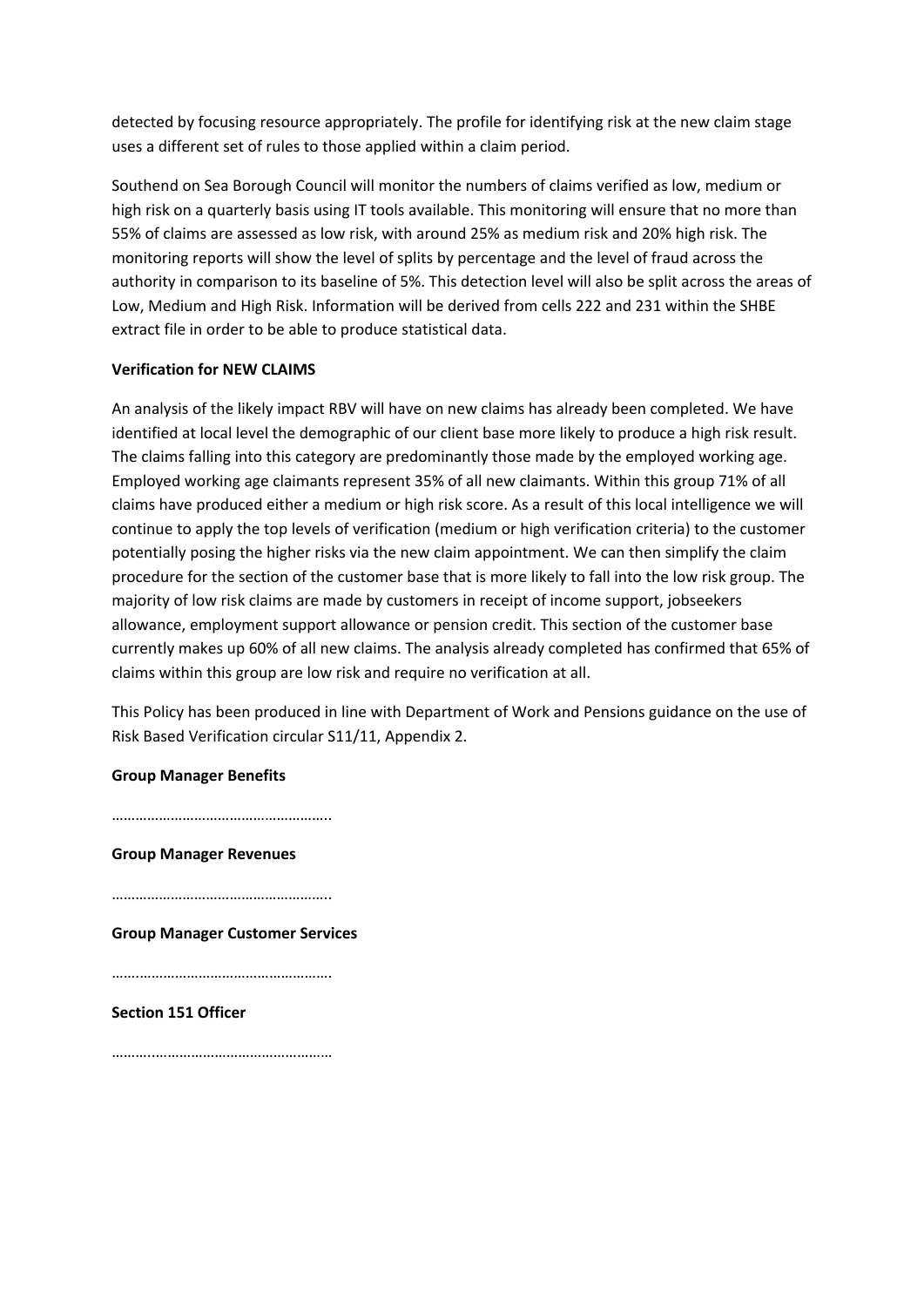detected by focusing resource appropriately. The profile for identifying risk at the new claim stage uses a different set of rules to those applied within a claim period.

Southend on Sea Borough Council will monitor the numbers of claims verified as low, medium or high risk on a quarterly basis using IT tools available. This monitoring will ensure that no more than 55% of claims are assessed as low risk, with around 25% as medium risk and 20% high risk. The monitoring reports will show the level of splits by percentage and the level of fraud across the authority in comparison to its baseline of 5%. This detection level will also be split across the areas of Low, Medium and High Risk. Information will be derived from cells 222 and 231 within the SHBE extract file in order to be able to produce statistical data.

**Verification for NEW CLAIMS**

An analysis of the likely impact RBV will have on new claims has already been completed. We have identified at local level the demographic of our client base more likely to produce a high risk result. The claims falling into this category are predominantly those made by the employed working age. Employed working age claimants represent 35% of all new claimants. Within this group 71% of all claims have produced either a medium or high risk score. As a result of this local intelligence we will continue to apply the top levels of verification (medium or high verification criteria) to the customer potentially posing the higher risks via the new claim appointment. We can then simplify the claim procedure for the section of the customer base that is more likely to fall into the low risk group. The majority of low risk claims are made by customers in receipt of income support, jobseekers allowance, employment support allowance or pension credit. This section of the customer base currently makes up 60% of all new claims. The analysis already completed has confirmed that 65% of claims within this group are low risk and require no verification at all.

This Policy has been produced in line with Department of Work and Pensions guidance on the use of Risk Based Verification circular S11/11, Appendix 2.

**Group Manager Benefits**

………………………………………………..

**Group Manager Revenues**

………………………………………………..

**Group Manager Customer Services**

………………………………………………..

**Section 151 Officer**

………………………………………………..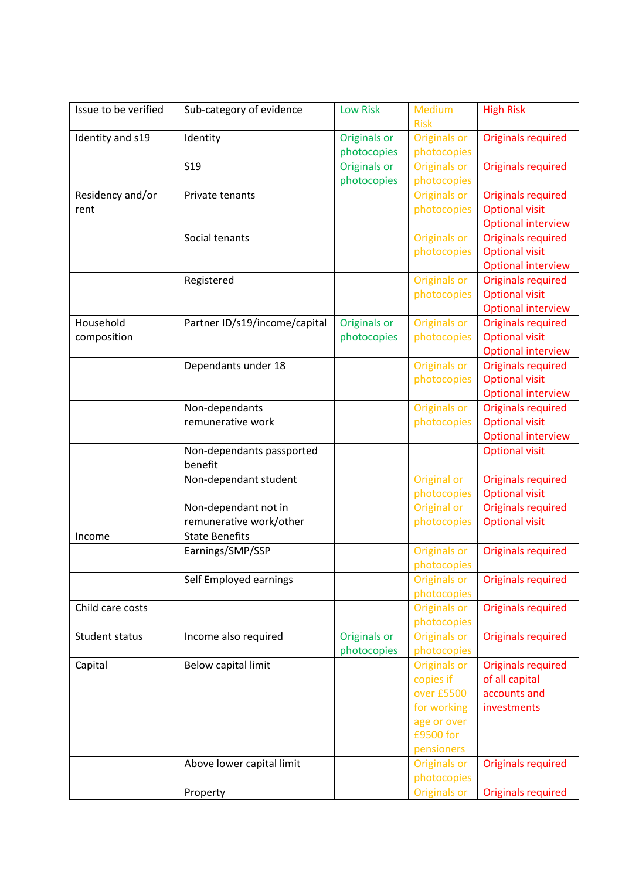| Issue to be verified | Sub-category of evidence | Low Risk | Medium Risk | High Risk |
|---|---|---|---|---|
| Identity and s19 | Identity | Originals or photocopies | Originals or photocopies | Originals required |
| | S19 | Originals or photocopies | Originals or photocopies | Originals required |
| Residency and/or rent | Private tenants | | Originals or photocopies | Originals required Optional visit Optional interview |
| | Social tenants | | Originals or photocopies | Originals required Optional visit Optional interview |
| | Registered | | Originals or photocopies | Originals required Optional visit Optional interview |
| Household composition | Partner ID/s19/income/capital | Originals or photocopies | Originals or photocopies | Originals required Optional visit Optional interview |
| | Dependants under 18 | | Originals or photocopies | Originals required Optional visit Optional interview |
| | Non-dependants remunerative work | | Originals or photocopies | Originals required Optional visit Optional interview |
| | Non-dependants passported benefit | | | Optional visit |
| | Non-dependant student | | Original or photocopies | Originals required Optional visit |
| | Non-dependant not in remunerative work/other | | Original or photocopies | Originals required Optional visit |
| Income | State Benefits | | | |
| | Earnings/SMP/SSP | | Originals or photocopies | Originals required |
| | Self Employed earnings | | Originals or photocopies | Originals required |
| Child care costs | | | Originals or photocopies | Originals required |
| Student status | Income also required | Originals or photocopies | Originals or photocopies | Originals required |
| Capital | Below capital limit | | Originals or copies if over £5500 for working age or over £9500 for pensioners | Originals required of all capital accounts and investments |
| | Above lower capital limit | | Originals or photocopies | Originals required |
| | Property | | Originals or | Originals required |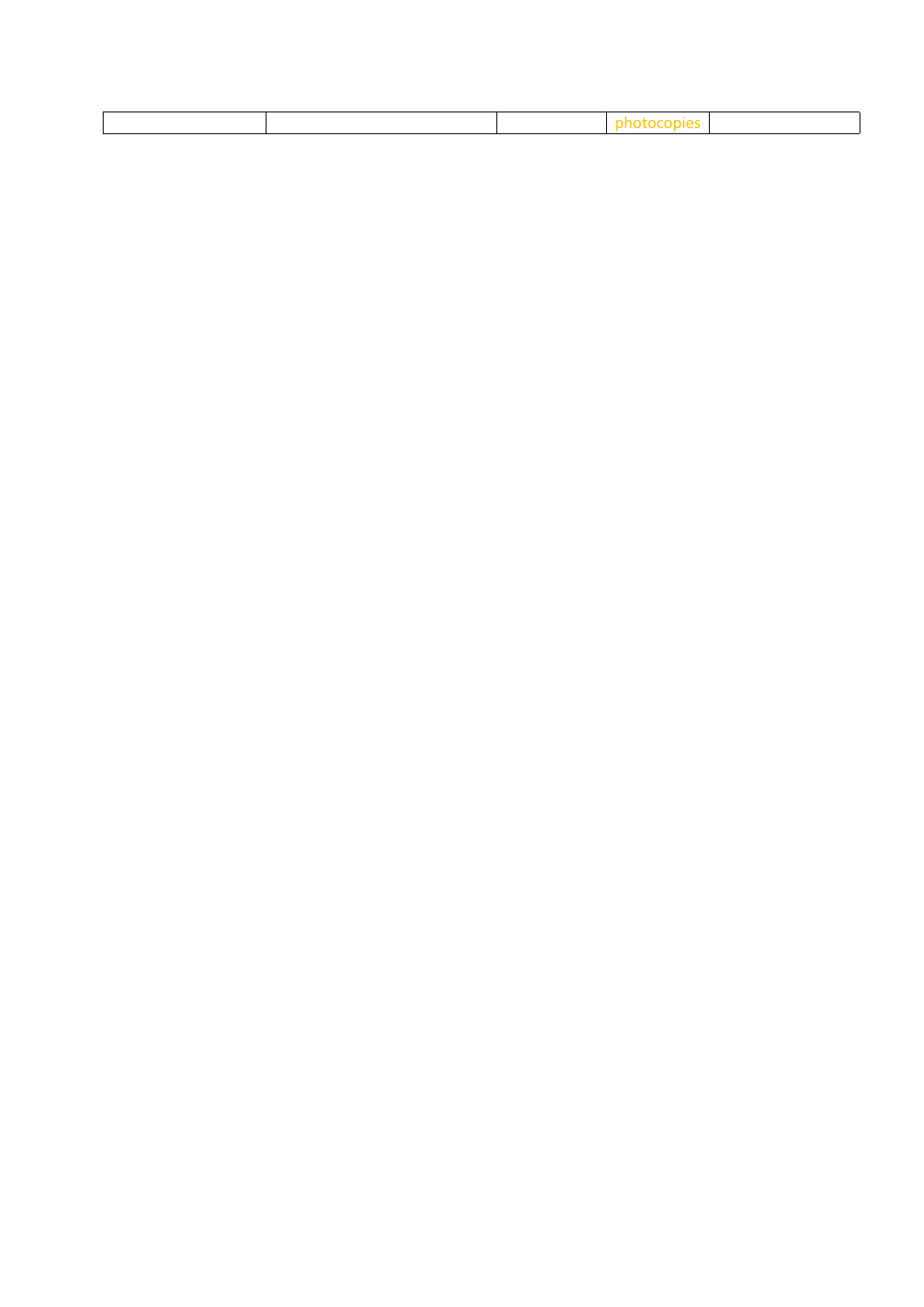| | | | | |
|---|---|---|---|---|
| | | | photocopies | |